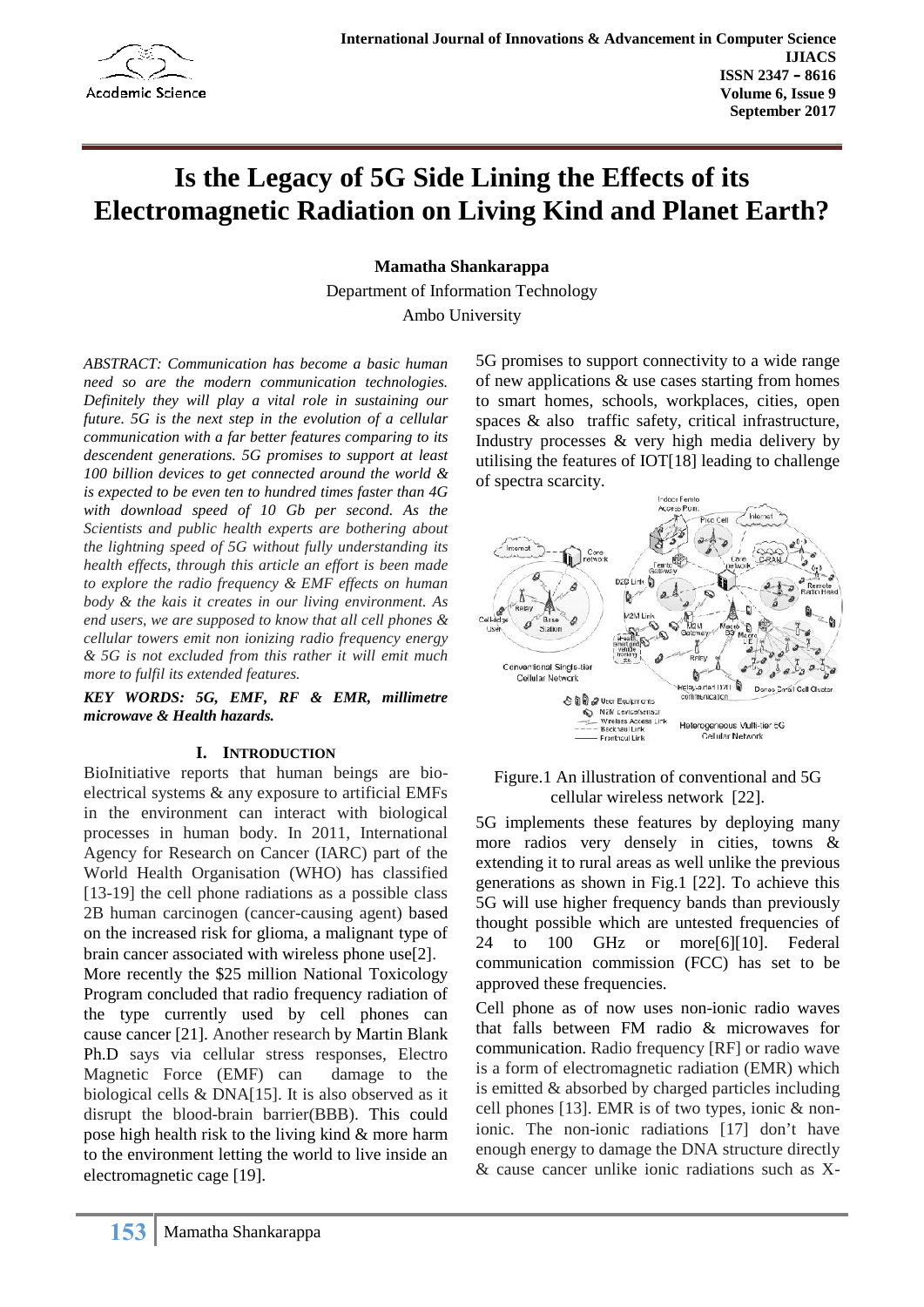# Is the Legacy of 5G Side Lining the Effects of its Electromagnetic Radiation on Living Kind and Planet Earth?

**Mamatha Shankarappa**

Department of Information Technology

Ambo University

*ABSTRACT: Communication has become a basic human need so are the modern communication technologies. Definitely they will play a vital role in sustaining our future. 5G is the next step in the evolution of a cellular communication with a far better features comparing to its descendent generations. 5G promises to support at least 100 billion devices to get connected around the world & is expected to be even ten to hundred times faster than 4G with download speed of 10 Gb per second. As the Scientists and public health experts are bothering about the lightning speed of 5G without fully understanding its health effects, through this article an effort is been made to explore the radio frequency & EMF effects on human body & the kais it creates in our living environment. As end users, we are supposed to know that all cell phones & cellular towers emit non ionizing radio frequency energy & 5G is not excluded from this rather it will emit much more to fulfil its extended features.*

***KEY WORDS: 5G, EMF, RF & EMR, millimetre microwave & Health hazards.***

## I. INTRODUCTION

BioInitiative reports that human beings are bio-electrical systems & any exposure to artificial EMFs in the environment can interact with biological processes in human body. In 2011, International Agency for Research on Cancer (IARC) part of the World Health Organisation (WHO) has classified [13-19] the cell phone radiations as a possible class 2B human carcinogen (cancer-causing agent) based on the increased risk for glioma, a malignant type of brain cancer associated with wireless phone use[2].

More recently the $25 million National Toxicology Program concluded that radio frequency radiation of the type currently used by cell phones can cause cancer [21]. Another research by Martin Blank Ph.D says via cellular stress responses, Electro Magnetic Force (EMF) can damage to the biological cells & DNA[15]. It is also observed as it disrupt the blood-brain barrier(BBB). This could pose high health risk to the living kind & more harm to the environment letting the world to live inside an electromagnetic cage [19].

5G promises to support connectivity to a wide range of new applications & use cases starting from homes to smart homes, schools, workplaces, cities, open spaces & also traffic safety, critical infrastructure, Industry processes & very high media delivery by utilising the features of IOT[18] leading to challenge of spectra scarcity.

Figure.1 An illustration of conventional and 5G cellular wireless network [22].

5G implements these features by deploying many more radios very densely in cities, towns & extending it to rural areas as well unlike the previous generations as shown in Fig.1 [22]. To achieve this 5G will use higher frequency bands than previously thought possible which are untested frequencies of 24 to 100 GHz or more[6][10]. Federal communication commission (FCC) has set to be approved these frequencies.

Cell phone as of now uses non-ionic radio waves that falls between FM radio & microwaves for communication. Radio frequency [RF] or radio wave is a form of electromagnetic radiation (EMR) which is emitted & absorbed by charged particles including cell phones [13]. EMR is of two types, ionic & non-ionic. The non-ionic radiations [17] don't have enough energy to damage the DNA structure directly & cause cancer unlike ionic radiations such as X-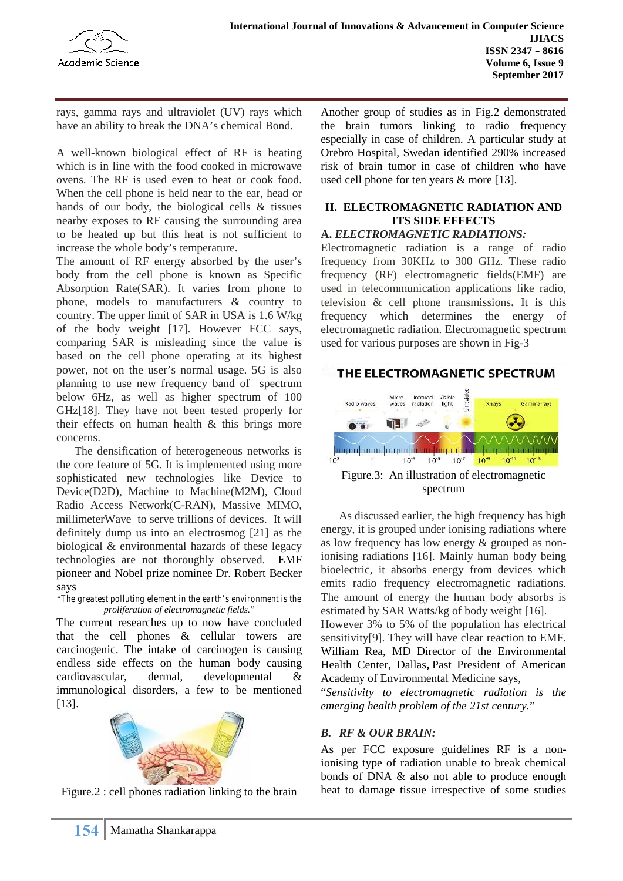rays, gamma rays and ultraviolet (UV) rays which have an ability to break the DNA's chemical Bond.

A well-known biological effect of RF is heating which is in line with the food cooked in microwave ovens. The RF is used even to heat or cook food. When the cell phone is held near to the ear, head or hands of our body, the biological cells & tissues nearby exposes to RF causing the surrounding area to be heated up but this heat is not sufficient to increase the whole body's temperature.

The amount of RF energy absorbed by the user's body from the cell phone is known as Specific Absorption Rate(SAR). It varies from phone to phone, models to manufacturers & country to country. The upper limit of SAR in USA is 1.6 W/kg of the body weight [17]. However FCC says, comparing SAR is misleading since the value is based on the cell phone operating at its highest power, not on the user's normal usage. 5G is also planning to use new frequency band of spectrum below 6Hz, as well as higher spectrum of 100 GHz[18]. They have not been tested properly for their effects on human health & this brings more concerns.

The densification of heterogeneous networks is the core feature of 5G. It is implemented using more sophisticated new technologies like Device to Device(D2D), Machine to Machine(M2M), Cloud Radio Access Network(C-RAN), Massive MIMO, millimeterWave to serve trillions of devices. It will definitely dump us into an electrosmog [21] as the biological & environmental hazards of these legacy technologies are not thoroughly observed. EMF pioneer and Nobel prize nominee Dr. Robert Becker says

"The greatest polluting element in the earth's environment is the *proliferation of electromagnetic fields.*"

The current researches up to now have concluded that the cell phones & cellular towers are carcinogenic. The intake of carcinogen is causing endless side effects on the human body causing cardiovascular, dermal, developmental & immunological disorders, a few to be mentioned [13].

Figure.2 : cell phones radiation linking to the brain

Another group of studies as in Fig.2 demonstrated the brain tumors linking to radio frequency especially in case of children. A particular study at Orebro Hospital, Swedan identified 290% increased risk of brain tumor in case of children who have used cell phone for ten years & more [13].

## II. ELECTROMAGNETIC RADIATION AND ITS SIDE EFFECTS

### A. *ELECTROMAGNETIC RADIATIONS:*

Electromagnetic radiation is a range of radio frequency from 30KHz to 300 GHz. These radio frequency (RF) electromagnetic fields(EMF) are used in telecommunication applications like radio, television & cell phone transmissions**.** It is this frequency which determines the energy of electromagnetic radiation. Electromagnetic spectrum used for various purposes are shown in Fig-3

Figure.3: An illustration of electromagnetic spectrum

As discussed earlier, the high frequency has high energy, it is grouped under ionising radiations where as low frequency has low energy & grouped as non-ionising radiations [16]. Mainly human body being bioelectric, it absorbs energy from devices which emits radio frequency electromagnetic radiations. The amount of energy the human body absorbs is estimated by SAR Watts/kg of body weight [16].

However 3% to 5% of the population has electrical sensitivity[9]. They will have clear reaction to EMF. William Rea, MD Director of the Environmental Health Center, Dallas**,** Past President of American Academy of Environmental Medicine says,

"*Sensitivity to electromagnetic radiation is the emerging health problem of the 21st century.*"

### B. *RF & OUR BRAIN:*

As per FCC exposure guidelines RF is a non-ionising type of radiation unable to break chemical bonds of DNA & also not able to produce enough heat to damage tissue irrespective of some studies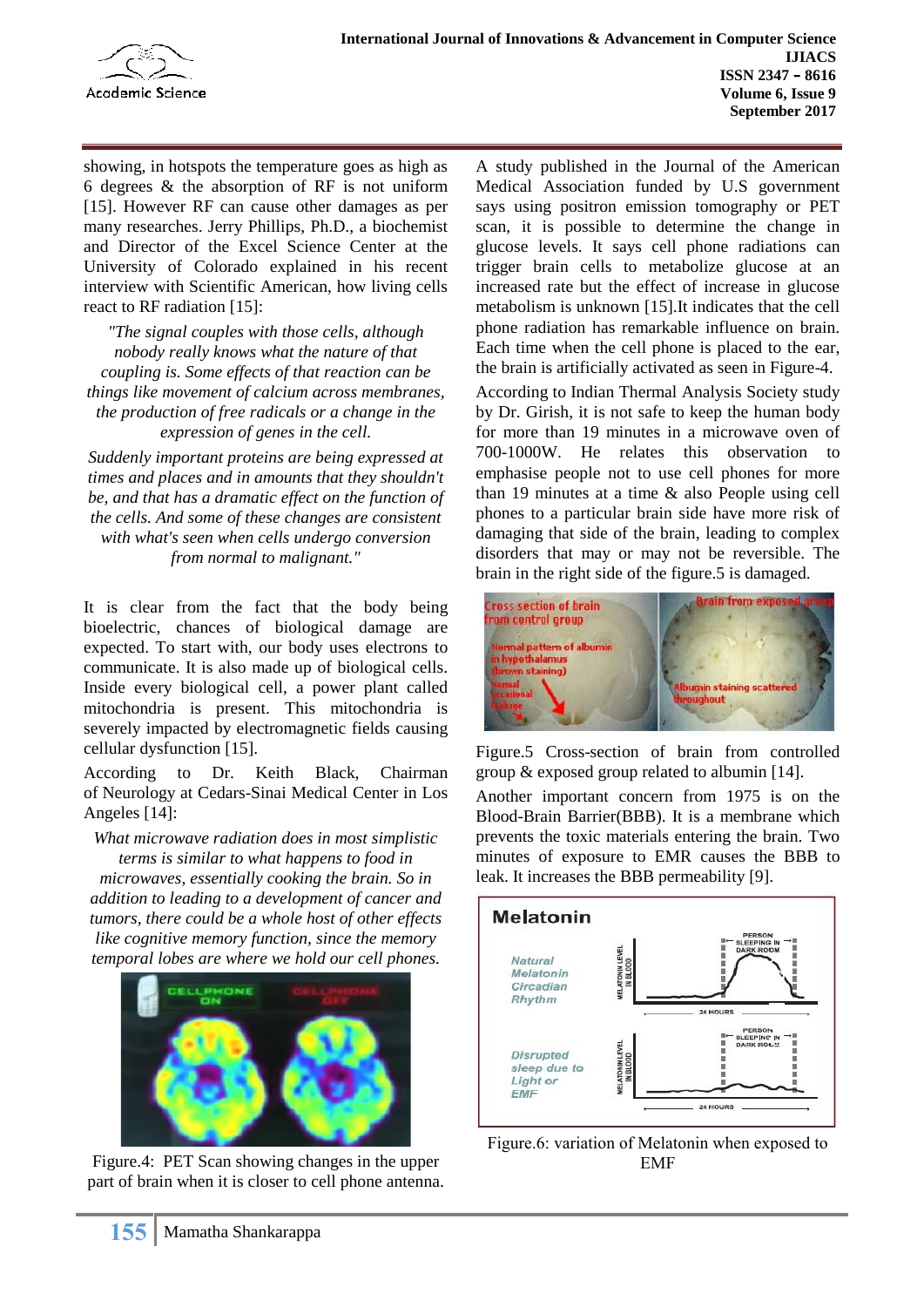showing, in hotspots the temperature goes as high as 6 degrees & the absorption of RF is not uniform [15]. However RF can cause other damages as per many researches. Jerry Phillips, Ph.D., a biochemist and Director of the Excel Science Center at the University of Colorado explained in his recent interview with Scientific American, how living cells react to RF radiation [15]:

*"The signal couples with those cells, although nobody really knows what the nature of that coupling is. Some effects of that reaction can be things like movement of calcium across membranes, the production of free radicals or a change in the expression of genes in the cell.*

*Suddenly important proteins are being expressed at times and places and in amounts that they shouldn't be, and that has a dramatic effect on the function of the cells. And some of these changes are consistent with what's seen when cells undergo conversion from normal to malignant."*

It is clear from the fact that the body being bioelectric, chances of biological damage are expected. To start with, our body uses electrons to communicate. It is also made up of biological cells. Inside every biological cell, a power plant called mitochondria is present. This mitochondria is severely impacted by electromagnetic fields causing cellular dysfunction [15].

According to Dr. Keith Black, Chairman of Neurology at Cedars-Sinai Medical Center in Los Angeles [14]:

*What microwave radiation does in most simplistic terms is similar to what happens to food in microwaves, essentially cooking the brain. So in addition to leading to a development of cancer and tumors, there could be a whole host of other effects like cognitive memory function, since the memory temporal lobes are where we hold our cell phones.*

Figure.4: PET Scan showing changes in the upper part of brain when it is closer to cell phone antenna.

A study published in the Journal of the American Medical Association funded by U.S government says using positron emission tomography or PET scan, it is possible to determine the change in glucose levels. It says cell phone radiations can trigger brain cells to metabolize glucose at an increased rate but the effect of increase in glucose metabolism is unknown [15].It indicates that the cell phone radiation has remarkable influence on brain. Each time when the cell phone is placed to the ear, the brain is artificially activated as seen in Figure-4.

According to Indian Thermal Analysis Society study by Dr. Girish, it is not safe to keep the human body for more than 19 minutes in a microwave oven of 700-1000W. He relates this observation to emphasise people not to use cell phones for more than 19 minutes at a time & also People using cell phones to a particular brain side have more risk of damaging that side of the brain, leading to complex disorders that may or may not be reversible. The brain in the right side of the figure.5 is damaged.

Figure.5 Cross-section of brain from controlled group & exposed group related to albumin [14].

Another important concern from 1975 is on the Blood-Brain Barrier(BBB). It is a membrane which prevents the toxic materials entering the brain. Two minutes of exposure to EMR causes the BBB to leak. It increases the BBB permeability [9].

Figure.6: variation of Melatonin when exposed to EMF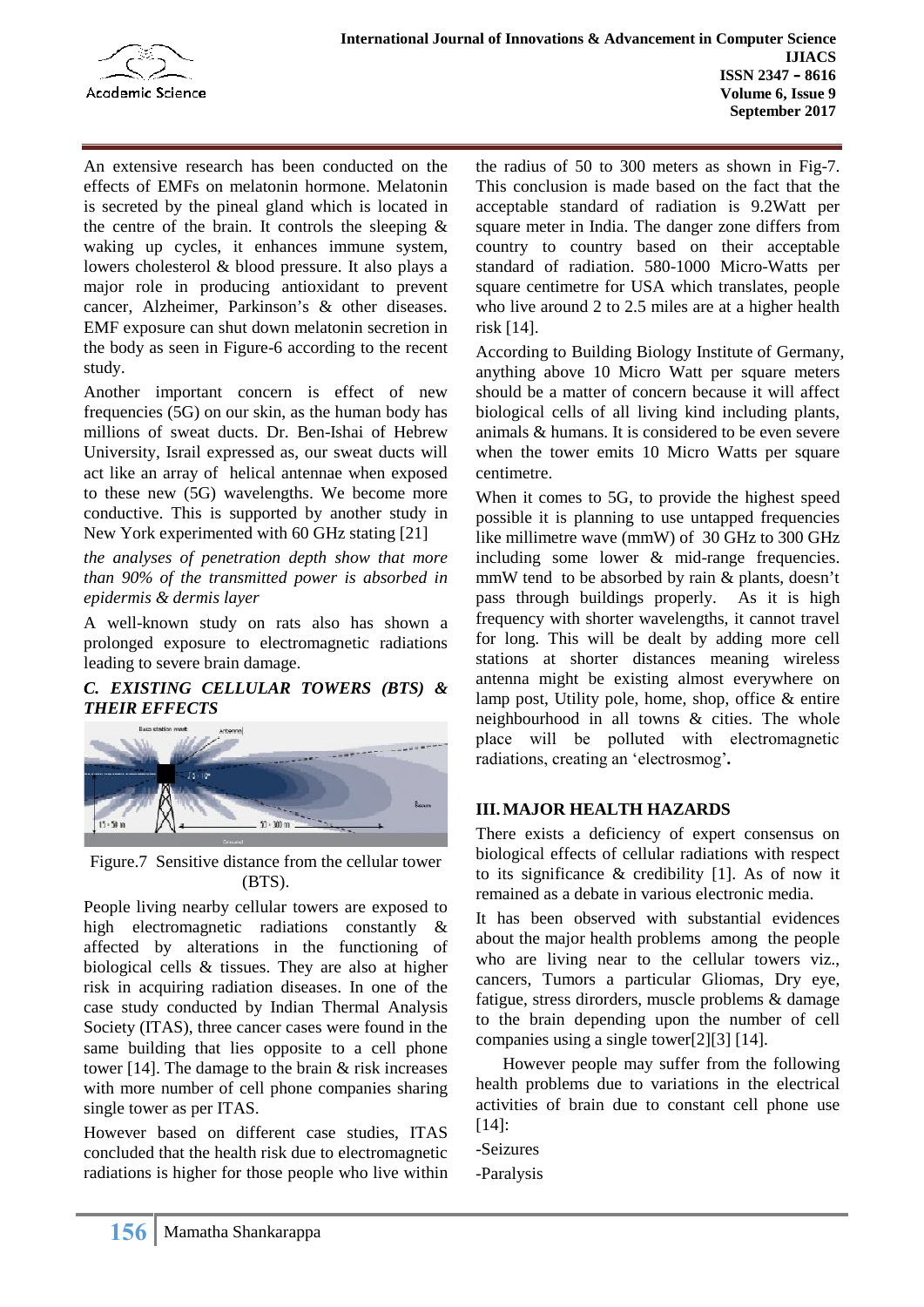An extensive research has been conducted on the effects of EMFs on melatonin hormone. Melatonin is secreted by the pineal gland which is located in the centre of the brain. It controls the sleeping & waking up cycles, it enhances immune system, lowers cholesterol & blood pressure. It also plays a major role in producing antioxidant to prevent cancer, Alzheimer, Parkinson's & other diseases. EMF exposure can shut down melatonin secretion in the body as seen in Figure-6 according to the recent study.

Another important concern is effect of new frequencies (5G) on our skin, as the human body has millions of sweat ducts. Dr. Ben-Ishai of Hebrew University, Israil expressed as, our sweat ducts will act like an array of helical antennae when exposed to these new (5G) wavelengths. We become more conductive. This is supported by another study in New York experimented with 60 GHz stating [21]

*the analyses of penetration depth show that more than 90% of the transmitted power is absorbed in epidermis & dermis layer*

A well-known study on rats also has shown a prolonged exposure to electromagnetic radiations leading to severe brain damage.

### *C. EXISTING CELLULAR TOWERS (BTS) & THEIR EFFECTS*

Figure.7 Sensitive distance from the cellular tower (BTS).

People living nearby cellular towers are exposed to high electromagnetic radiations constantly & affected by alterations in the functioning of biological cells & tissues. They are also at higher risk in acquiring radiation diseases. In one of the case study conducted by Indian Thermal Analysis Society (ITAS), three cancer cases were found in the same building that lies opposite to a cell phone tower [14]. The damage to the brain & risk increases with more number of cell phone companies sharing single tower as per ITAS.

However based on different case studies, ITAS concluded that the health risk due to electromagnetic radiations is higher for those people who live within the radius of 50 to 300 meters as shown in Fig-7. This conclusion is made based on the fact that the acceptable standard of radiation is 9.2Watt per square meter in India. The danger zone differs from country to country based on their acceptable standard of radiation. 580-1000 Micro-Watts per square centimetre for USA which translates, people who live around 2 to 2.5 miles are at a higher health risk [14].

According to Building Biology Institute of Germany, anything above 10 Micro Watt per square meters should be a matter of concern because it will affect biological cells of all living kind including plants, animals & humans. It is considered to be even severe when the tower emits 10 Micro Watts per square centimetre.

When it comes to 5G, to provide the highest speed possible it is planning to use untapped frequencies like millimetre wave (mmW) of 30 GHz to 300 GHz including some lower & mid-range frequencies. mmW tend to be absorbed by rain & plants, doesn't pass through buildings properly. As it is high frequency with shorter wavelengths, it cannot travel for long. This will be dealt by adding more cell stations at shorter distances meaning wireless antenna might be existing almost everywhere on lamp post, Utility pole, home, shop, office & entire neighbourhood in all towns & cities. The whole place will be polluted with electromagnetic radiations, creating an 'electrosmog'**.**

## III. MAJOR HEALTH HAZARDS

There exists a deficiency of expert consensus on biological effects of cellular radiations with respect to its significance & credibility [1]. As of now it remained as a debate in various electronic media.

It has been observed with substantial evidences about the major health problems among the people who are living near to the cellular towers viz., cancers, Tumors a particular Gliomas, Dry eye, fatigue, stress dirorders, muscle problems & damage to the brain depending upon the number of cell companies using a single tower[2][3] [14].

However people may suffer from the following health problems due to variations in the electrical activities of brain due to constant cell phone use [14]:

-Seizures

-Paralysis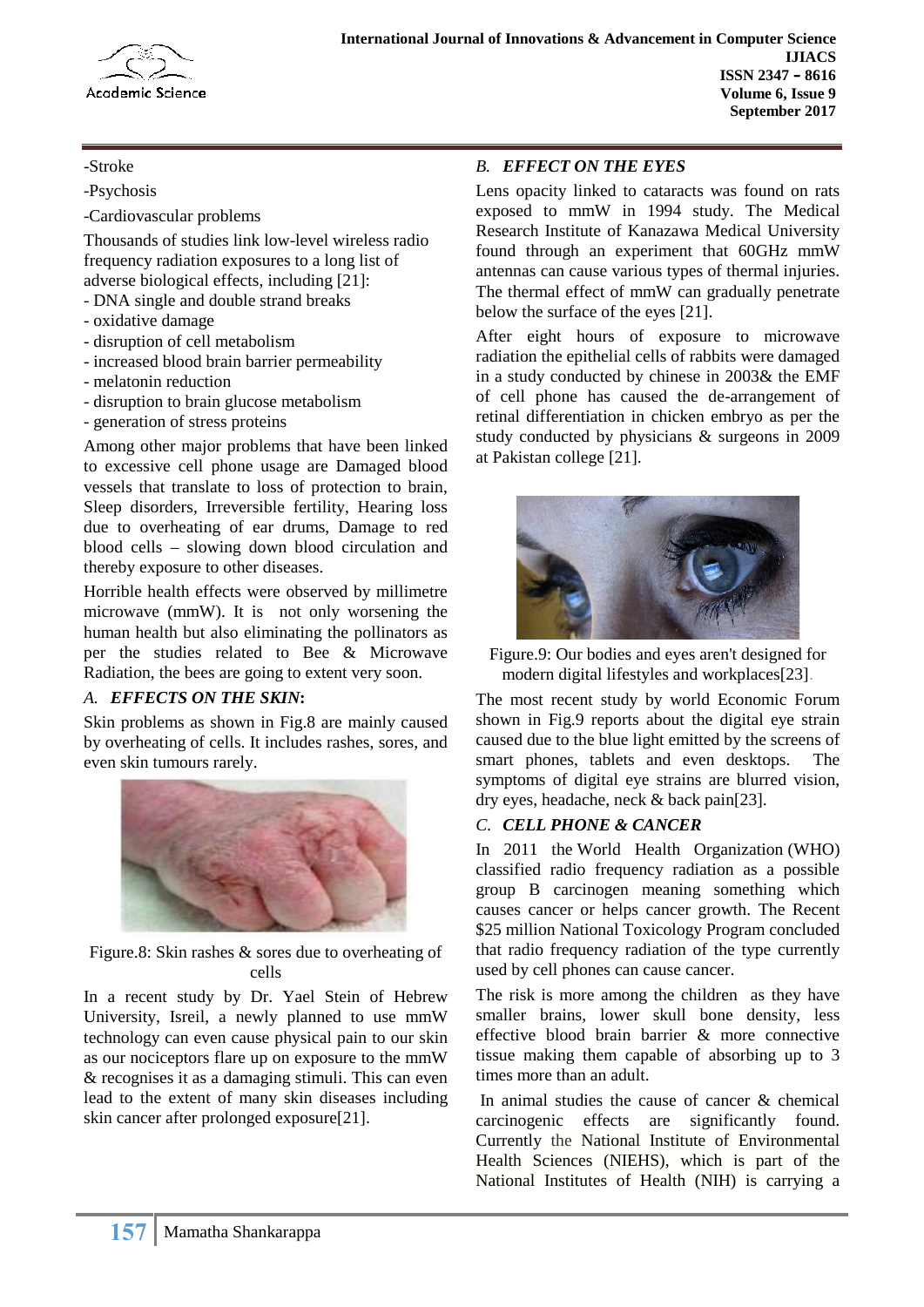-Stroke

-Psychosis

-Cardiovascular problems

Thousands of studies link low-level wireless radio frequency radiation exposures to a long list of adverse biological effects, including [21]:

- DNA single and double strand breaks
- oxidative damage
- disruption of cell metabolism
- increased blood brain barrier permeability
- melatonin reduction
- disruption to brain glucose metabolism
- generation of stress proteins

Among other major problems that have been linked to excessive cell phone usage are Damaged blood vessels that translate to loss of protection to brain, Sleep disorders, Irreversible fertility, Hearing loss due to overheating of ear drums, Damage to red blood cells – slowing down blood circulation and thereby exposure to other diseases.

Horrible health effects were observed by millimetre microwave (mmW). It is not only worsening the human health but also eliminating the pollinators as per the studies related to Bee & Microwave Radiation, the bees are going to extent very soon.

### *A. EFFECTS ON THE SKIN*:

Skin problems as shown in Fig.8 are mainly caused by overheating of cells. It includes rashes, sores, and even skin tumours rarely.

Figure.8: Skin rashes & sores due to overheating of cells

In a recent study by Dr. Yael Stein of Hebrew University, Isreil, a newly planned to use mmW technology can even cause physical pain to our skin as our nociceptors flare up on exposure to the mmW & recognises it as a damaging stimuli. This can even lead to the extent of many skin diseases including skin cancer after prolonged exposure[21].

### *B. EFFECT ON THE EYES*

Lens opacity linked to cataracts was found on rats exposed to mmW in 1994 study. The Medical Research Institute of Kanazawa Medical University found through an experiment that 60GHz mmW antennas can cause various types of thermal injuries. The thermal effect of mmW can gradually penetrate below the surface of the eyes [21].

After eight hours of exposure to microwave radiation the epithelial cells of rabbits were damaged in a study conducted by chinese in 2003& the EMF of cell phone has caused the de-arrangement of retinal differentiation in chicken embryo as per the study conducted by physicians & surgeons in 2009 at Pakistan college [21].

Figure.9: Our bodies and eyes aren't designed for modern digital lifestyles and workplaces[23].

The most recent study by world Economic Forum shown in Fig.9 reports about the digital eye strain caused due to the blue light emitted by the screens of smart phones, tablets and even desktops. The symptoms of digital eye strains are blurred vision, dry eyes, headache, neck & back pain[23].

### *C. CELL PHONE & CANCER*

In 2011 the World Health Organization (WHO) classified radio frequency radiation as a possible group B carcinogen meaning something which causes cancer or helps cancer growth. The Recent $25 million National Toxicology Program concluded that radio frequency radiation of the type currently used by cell phones can cause cancer.

The risk is more among the children as they have smaller brains, lower skull bone density, less effective blood brain barrier & more connective tissue making them capable of absorbing up to 3 times more than an adult.

In animal studies the cause of cancer & chemical carcinogenic effects are significantly found. Currently the National Institute of Environmental Health Sciences (NIEHS), which is part of the National Institutes of Health (NIH) is carrying a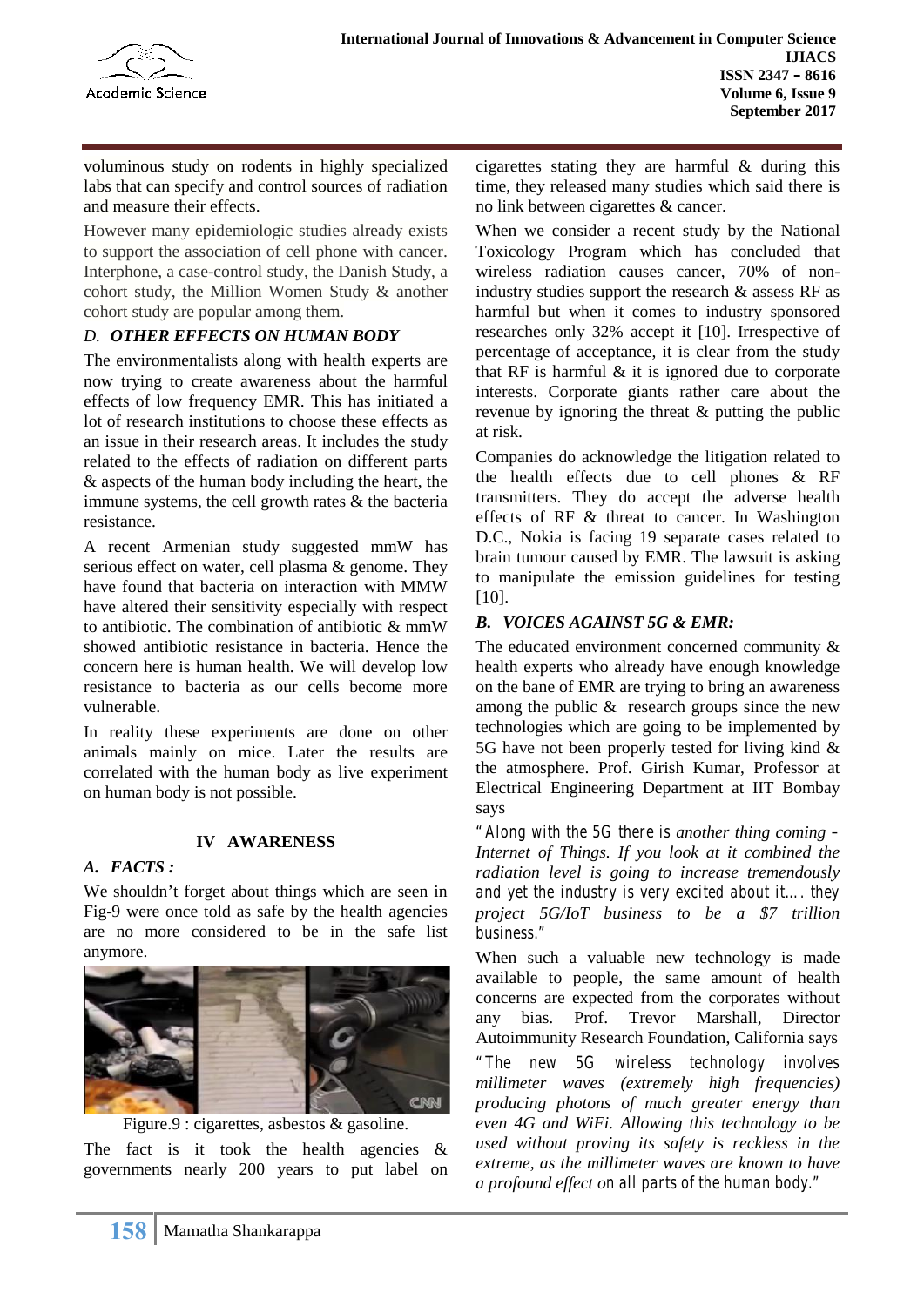voluminous study on rodents in highly specialized labs that can specify and control sources of radiation and measure their effects.

However many epidemiologic studies already exists to support the association of cell phone with cancer. Interphone, a case-control study, the Danish Study, a cohort study, the Million Women Study & another cohort study are popular among them.

### *D. OTHER EFFECTS ON HUMAN BODY*

The environmentalists along with health experts are now trying to create awareness about the harmful effects of low frequency EMR. This has initiated a lot of research institutions to choose these effects as an issue in their research areas. It includes the study related to the effects of radiation on different parts & aspects of the human body including the heart, the immune systems, the cell growth rates & the bacteria resistance.

A recent Armenian study suggested mmW has serious effect on water, cell plasma & genome. They have found that bacteria on interaction with MMW have altered their sensitivity especially with respect to antibiotic. The combination of antibiotic & mmW showed antibiotic resistance in bacteria. Hence the concern here is human health. We will develop low resistance to bacteria as our cells become more vulnerable.

In reality these experiments are done on other animals mainly on mice. Later the results are correlated with the human body as live experiment on human body is not possible.

## IV AWARENESS

### *A. FACTS :*

We shouldn't forget about things which are seen in Fig-9 were once told as safe by the health agencies are no more considered to be in the safe list anymore.

Figure.9 : cigarettes, asbestos & gasoline.

The fact is it took the health agencies & governments nearly 200 years to put label on cigarettes stating they are harmful & during this time, they released many studies which said there is no link between cigarettes & cancer.

When we consider a recent study by the National Toxicology Program which has concluded that wireless radiation causes cancer, 70% of non-industry studies support the research & assess RF as harmful but when it comes to industry sponsored researches only 32% accept it [10]. Irrespective of percentage of acceptance, it is clear from the study that RF is harmful & it is ignored due to corporate interests. Corporate giants rather care about the revenue by ignoring the threat & putting the public at risk.

Companies do acknowledge the litigation related to the health effects due to cell phones & RF transmitters. They do accept the adverse health effects of RF & threat to cancer. In Washington D.C., Nokia is facing 19 separate cases related to brain tumour caused by EMR. The lawsuit is asking to manipulate the emission guidelines for testing [10].

### *B. VOICES AGAINST 5G & EMR:*

The educated environment concerned community & health experts who already have enough knowledge on the bane of EMR are trying to bring an awareness among the public & research groups since the new technologies which are going to be implemented by 5G have not been properly tested for living kind & the atmosphere. Prof. Girish Kumar, Professor at Electrical Engineering Department at IIT Bombay says

"Along with the 5G there is *another thing coming – Internet of Things. If you look at it combined the radiation level is going to increase tremendously* and yet the industry is very excited about it…. they *project 5G/IoT business to be a $7 trillion* business."

When such a valuable new technology is made available to people, the same amount of health concerns are expected from the corporates without any bias. Prof. Trevor Marshall, Director Autoimmunity Research Foundation, California says

"The new 5G wireless technology involves *millimeter waves (extremely high frequencies) producing photons of much greater energy than even 4G and WiFi. Allowing this technology to be used without proving its safety is reckless in the extreme, as the millimeter waves are known to have a profound effect o*n all parts of the human body."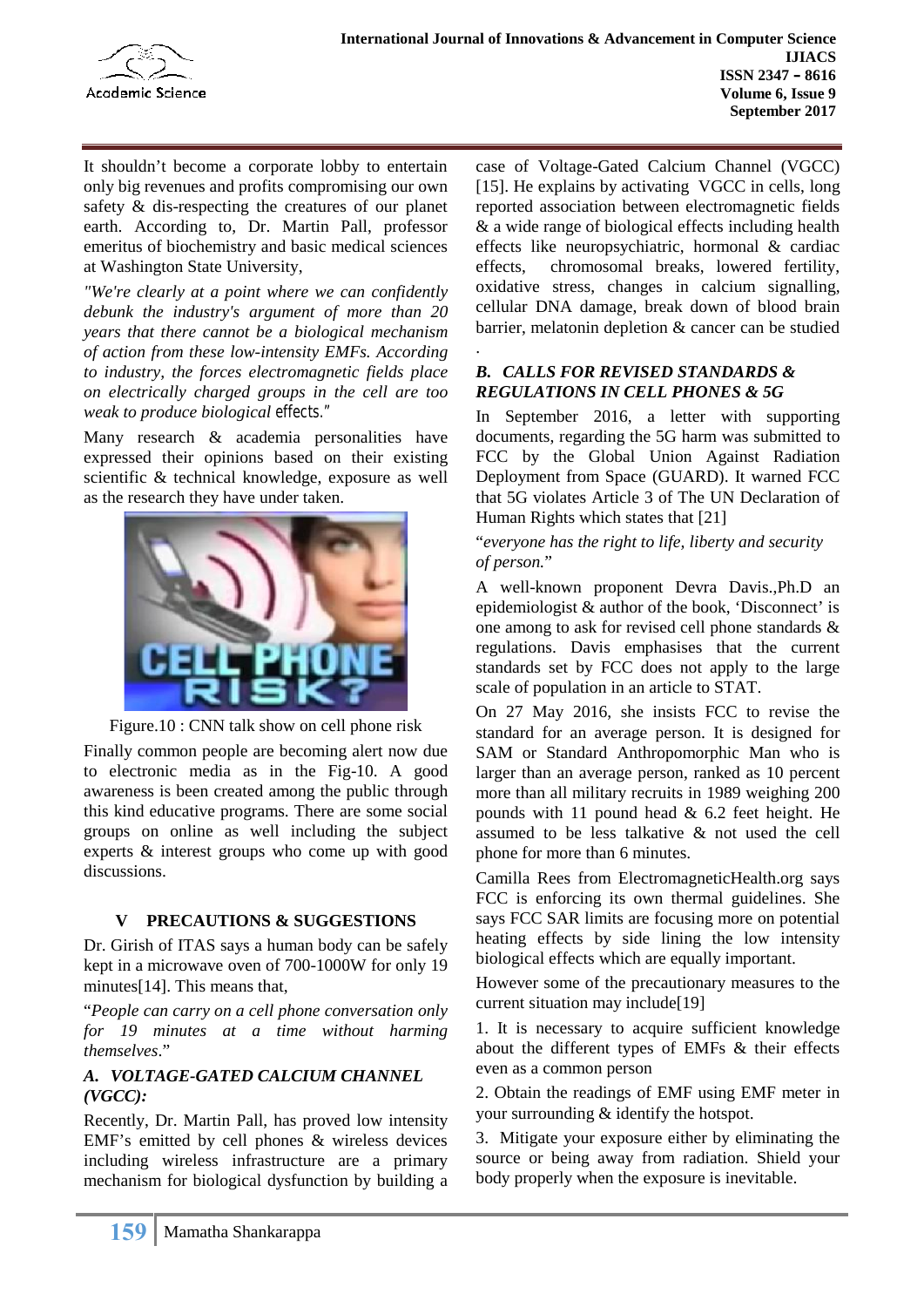It shouldn't become a corporate lobby to entertain only big revenues and profits compromising our own safety & dis-respecting the creatures of our planet earth. According to, Dr. Martin Pall, professor emeritus of biochemistry and basic medical sciences at Washington State University,

*"We're clearly at a point where we can confidently debunk the industry's argument of more than 20 years that there cannot be a biological mechanism of action from these low-intensity EMFs. According to industry, the forces electromagnetic fields place on electrically charged groups in the cell are too weak to produce biological effects."*

Many research & academia personalities have expressed their opinions based on their existing scientific & technical knowledge, exposure as well as the research they have under taken.

Figure.10 : CNN talk show on cell phone risk

Finally common people are becoming alert now due to electronic media as in the Fig-10. A good awareness is been created among the public through this kind educative programs. There are some social groups on online as well including the subject experts & interest groups who come up with good discussions.

## V PRECAUTIONS & SUGGESTIONS

Dr. Girish of ITAS says a human body can be safely kept in a microwave oven of 700-1000W for only 19 minutes[14]. This means that,

"*People can carry on a cell phone conversation only for 19 minutes at a time without harming themselves*."

### *A. VOLTAGE-GATED CALCIUM CHANNEL (VGCC):*

Recently, Dr. Martin Pall, has proved low intensity EMF's emitted by cell phones & wireless devices including wireless infrastructure are a primary mechanism for biological dysfunction by building a case of Voltage-Gated Calcium Channel (VGCC) [15]. He explains by activating VGCC in cells, long reported association between electromagnetic fields & a wide range of biological effects including health effects like neuropsychiatric, hormonal & cardiac effects, chromosomal breaks, lowered fertility, oxidative stress, changes in calcium signalling, cellular DNA damage, break down of blood brain barrier, melatonin depletion & cancer can be studied .

### *B. CALLS FOR REVISED STANDARDS & REGULATIONS IN CELL PHONES & 5G*

In September 2016, a letter with supporting documents, regarding the 5G harm was submitted to FCC by the Global Union Against Radiation Deployment from Space (GUARD). It warned FCC that 5G violates Article 3 of The UN Declaration of Human Rights which states that [21]

"*everyone has the right to life, liberty and security of person.*"

A well-known proponent Devra Davis.,Ph.D an epidemiologist & author of the book, 'Disconnect' is one among to ask for revised cell phone standards & regulations. Davis emphasises that the current standards set by FCC does not apply to the large scale of population in an article to STAT.

On 27 May 2016, she insists FCC to revise the standard for an average person. It is designed for SAM or Standard Anthropomorphic Man who is larger than an average person, ranked as 10 percent more than all military recruits in 1989 weighing 200 pounds with 11 pound head & 6.2 feet height. He assumed to be less talkative & not used the cell phone for more than 6 minutes.

Camilla Rees from ElectromagneticHealth.org says FCC is enforcing its own thermal guidelines. She says FCC SAR limits are focusing more on potential heating effects by side lining the low intensity biological effects which are equally important.

However some of the precautionary measures to the current situation may include[19]

1. It is necessary to acquire sufficient knowledge about the different types of EMFs & their effects even as a common person

2. Obtain the readings of EMF using EMF meter in your surrounding & identify the hotspot.

3. Mitigate your exposure either by eliminating the source or being away from radiation. Shield your body properly when the exposure is inevitable.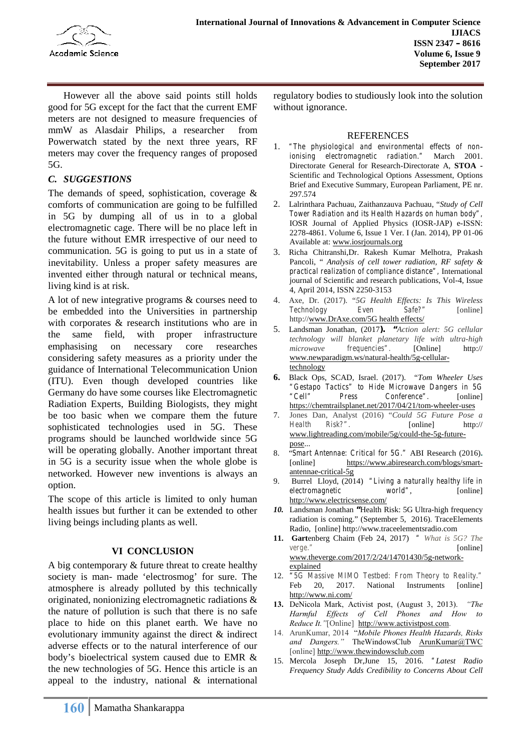However all the above said points still holds good for 5G except for the fact that the current EMF meters are not designed to measure frequencies of mmW as Alasdair Philips, a researcher from Powerwatch stated by the next three years, RF meters may cover the frequency ranges of proposed 5G.

### *C. SUGGESTIONS*

The demands of speed, sophistication, coverage & comforts of communication are going to be fulfilled in 5G by dumping all of us in to a global electromagnetic cage. There will be no place left in the future without EMR irrespective of our need to communication. 5G is going to put us in a state of inevitability. Unless a proper safety measures are invented either through natural or technical means, living kind is at risk.

A lot of new integrative programs & courses need to be embedded into the Universities in partnership with corporates & research institutions who are in the same field, with proper infrastructure emphasising on necessary core researches considering safety measures as a priority under the guidance of International Telecommunication Union (ITU). Even though developed countries like Germany do have some courses like Electromagnetic Radiation Experts, Building Biologists, they might be too basic when we compare them the future sophisticated technologies used in 5G. These programs should be launched worldwide since 5G will be operating globally. Another important threat in 5G is a security issue when the whole globe is networked. However new inventions is always an option.

The scope of this article is limited to only human health issues but further it can be extended to other living beings including plants as well.

## VI CONCLUSION

A big contemporary & future threat to create healthy society is man- made 'electrosmog' for sure. The atmosphere is already polluted by this technically originated, nonionizing electromagnetic radiations & the nature of pollution is such that there is no safe place to hide on this planet earth. We have no evolutionary immunity against the direct & indirect adverse effects or to the natural interference of our body's bioelectrical system caused due to EMR & the new technologies of 5G. Hence this article is an appeal to the industry, national & international regulatory bodies to studiously look into the solution without ignorance.

## REFERENCES

1. "The physiological and environmental effects of non-ionising electromagnetic radiation." March 2001. Directorate General for Research-Directorate A, **STOA** - Scientific and Technological Options Assessment, Options Brief and Executive Summary, European Parliament, PE nr. 297.574
2. Lalrinthara Pachuau, Zaithanzauva Pachuau, "*Study of Cell* Tower Radiation and its Health Hazards on human body", IOSR Journal of Applied Physics (IOSR-JAP) e-ISSN: 2278-4861. Volume 6, Issue 1 Ver. I (Jan. 2014), PP 01-06 Available at: www.iosrjournals.org
3. Richa Chitranshi,Dr. Rakesh Kumar Melhotra, Prakash Pancoli, " *Analysis of cell tower radiation, RF safety &* practical realization of compliance distance", International journal of Scientific and research publications, Vol-4, Issue 4, April 2014, ISSN 2250-3153
4. Axe, Dr. (2017). "*5G Health Effects: Is This Wireless* Technology Even Safe?" [online] http://www.DrAxe.com/5G health effects/
5. Landsman Jonathan, (2017**).** *"Action alert: 5G cellular technology will blanket planetary life with ultra-high microwave* frequencies". [Online] http:// www.newparadigm.ws/natural-health/5g-cellular-technology
6. Black Ops, SCAD, Israel. (2017). "*Tom Wheeler Uses* "Gestapo Tactics" to Hide Microwave Dangers in 5G "Cell" Press Conference". [online] https://chemtrailsplanet.net/2017/04/21/tom-wheeler-uses
7. Jones Dan, Analyst (2016) "*Could 5G Future Pose a* Health Risk?". [online] http:// www.lightreading.com/mobile/5g/could-the-5g-future-pose...
8. "Smart Antennae: Critical for 5G." ABI Research (2016)**.** [online] https://www.abiresearch.com/blogs/smart-antennae-critical-5g
9. Burrel Lloyd, (2014) "Living a naturally healthy life in electromagnetic world", [online] http://www.electricsense.com/
10. Landsman Jonathan **"**Health Risk: 5G Ultra-high frequency radiation is coming." (September 5, 2016). TraceElements Radio, [online] http://www.traceelementsradio.com
11. **Gart**enberg Chaim (Feb 24, 2017) " *What is 5G? The* verge." [online] www.theverge.com/2017/2/24/14701430/5g-network-explained
12. "5G Massive MIMO Testbed: From Theory to Reality." Feb 20, 2017. National Instruments [online] http://www.ni.com/
13. DeNicola Mark, Activist post, (August 3, 2013). *"The Harmful Effects of Cell Phones and How to Reduce It."*[Online] http://www.activistpost.com.
14. ArunKumar, 2014 "*Mobile Phones Health Hazards, Risks and Dangers."* TheWindowsClub ArunKumar@TWC [online] http://www.thewindowsclub.com
15. Mercola Joseph Dr,June 15, 2016. *"Latest Radio Frequency Study Adds Credibility to Concerns About Cell*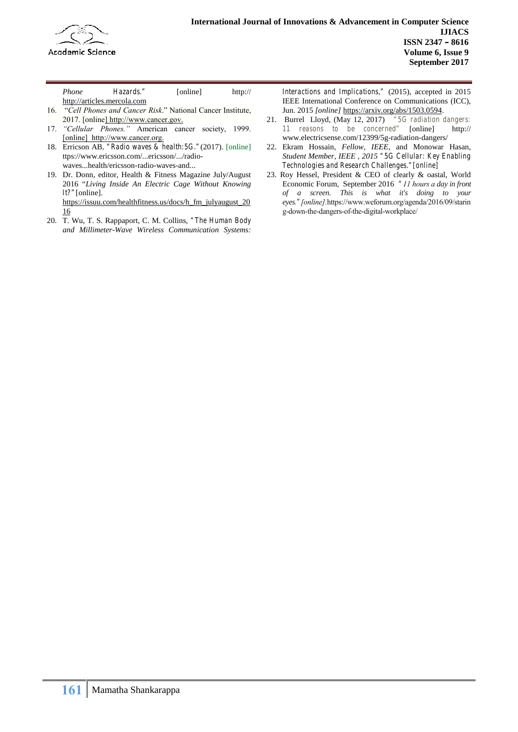*Phone Hazards."* [online] http:// http://articles.mercola.com

16. "*Cell Phones and Cancer Risk*." National Cancer Institute, 2017. [online] http://www.cancer.gov.
17. *"Cellular Phones."* American cancer society, 1999. [online] http://www.cancer.org.
18. Erricson AB, *"Radio waves & health:5G."* (2017). [online] ttps://www.ericsson.com/...ericsson/.../radio-waves...health/ericsson-radio-waves-and...
19. Dr. Donn, editor, Health & Fitness Magazine July/August 2016 "*Living Inside An Electric Cage Without Knowing It?"* [online]. https://issuu.com/healthfitness.us/docs/h_fm_julyaugust_2016
20. T. Wu, T. S. Rappaport, C. M. Collins, *"The Human Body and Millimeter-Wave Wireless Communication Systems: Interactions and Implications,"* (2015), accepted in 2015 IEEE International Conference on Communications (ICC), Jun. 2015 *[online]* https://arxiv.org/abs/1503.0594.
21. Burrel Lloyd, (May 12, 2017) *"5G radiation dangers: 11 reasons to be concerned"* [online] http:// www.electricsense.com/12399/5g-radiation-dangers/
22. Ekram Hossain, *Fellow, IEEE*, and Monowar Hasan, *Student Member, IEEE , 2015 "5G Cellular: Key Enabling Technologies and Research Challenges."* [online]
23. Roy Hessel, President & CEO of clearly & oastal, World Economic Forum, September 2016 *" 11 hours a day in front of a screen. This is what it's doing to your eyes." [online].* https://www.weforum.org/agenda/2016/09/staring-down-the-dangers-of-the-digital-workplace/